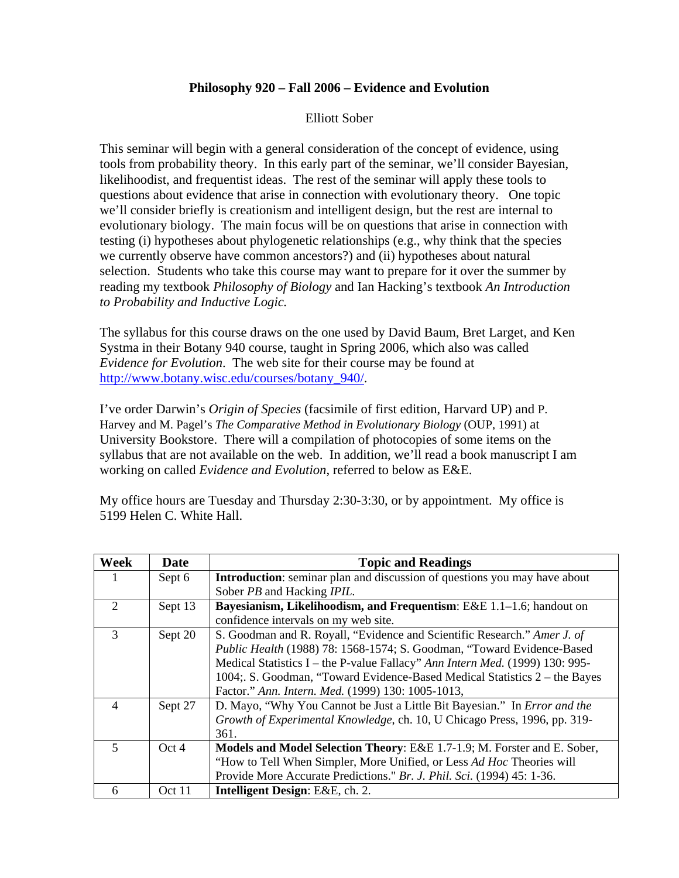**Philosophy 920 – Fall 2006 – Evidence and Evolution**

Elliott Sober

This seminar will begin with a general consideration of the concept of evidence, using tools from probability theory. In this early part of the seminar, we'll consider Bayesian, likelihoodist, and frequentist ideas. The rest of the seminar will apply these tools to questions about evidence that arise in connection with evolutionary theory. One topic we'll consider briefly is creationism and intelligent design, but the rest are internal to evolutionary biology. The main focus will be on questions that arise in connection with testing (i) hypotheses about phylogenetic relationships (e.g., why think that the species we currently observe have common ancestors?) and (ii) hypotheses about natural selection. Students who take this course may want to prepare for it over the summer by reading my textbook *Philosophy of Biology* and Ian Hacking's textbook *An Introduction to Probability and Inductive Logic.*

The syllabus for this course draws on the one used by David Baum, Bret Larget, and Ken Systma in their Botany 940 course, taught in Spring 2006, which also was called *Evidence for Evolution*. The web site for their course may be found at http://www.botany.wisc.edu/courses/botany_940/.

I've order Darwin's *Origin of Species* (facsimile of first edition, Harvard UP) and P. Harvey and M. Pagel's *The Comparative Method in Evolutionary Biology* (OUP, 1991) at University Bookstore. There will a compilation of photocopies of some items on the syllabus that are not available on the web. In addition, we'll read a book manuscript I am working on called *Evidence and Evolution*, referred to below as E&E.

My office hours are Tuesday and Thursday 2:30-3:30, or by appointment. My office is 5199 Helen C. White Hall.

| Week | Date | Topic and Readings |
|---|---|---|
| 1 | Sept 6 | **Introduction**: seminar plan and discussion of questions you may have about Sober *PB* and Hacking *IPIL*. |
| 2 | Sept 13 | **Bayesianism, Likelihoodism, and Frequentism**: E&E 1.1–1.6; handout on confidence intervals on my web site. |
| 3 | Sept 20 | S. Goodman and R. Royall, "Evidence and Scientific Research." *Amer J. of Public Health* (1988) 78: 1568-1574; S. Goodman, "Toward Evidence-Based Medical Statistics I – the P-value Fallacy" *Ann Intern Med.* (1999) 130: 995-1004;. S. Goodman, "Toward Evidence-Based Medical Statistics 2 – the Bayes Factor." *Ann. Intern. Med.* (1999) 130: 1005-1013, |
| 4 | Sept 27 | D. Mayo, "Why You Cannot be Just a Little Bit Bayesian." In *Error and the Growth of Experimental Knowledge*, ch. 10, U Chicago Press, 1996, pp. 319-361. |
| 5 | Oct 4 | **Models and Model Selection Theory**: E&E 1.7-1.9; M. Forster and E. Sober, "How to Tell When Simpler, More Unified, or Less *Ad Hoc* Theories will Provide More Accurate Predictions." *Br. J. Phil. Sci.* (1994) 45: 1-36. |
| 6 | Oct 11 | **Intelligent Design**: E&E, ch. 2. |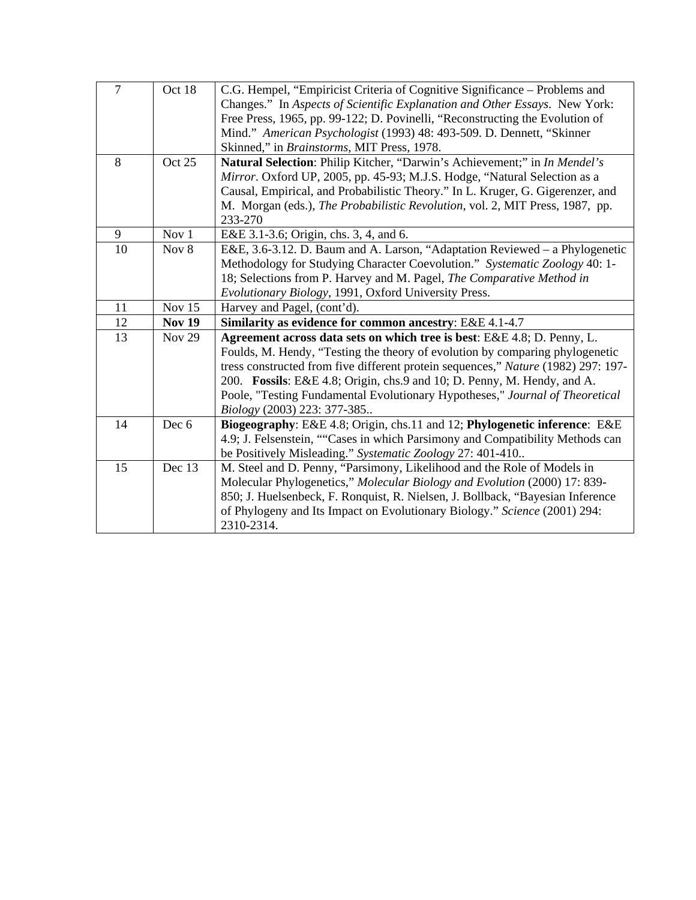| | | |
|---|---|---|
| 7 | Oct 18 | C.G. Hempel, "Empiricist Criteria of Cognitive Significance – Problems and Changes." In *Aspects of Scientific Explanation and Other Essays*. New York: Free Press, 1965, pp. 99-122; D. Povinelli, "Reconstructing the Evolution of Mind." *American Psychologist* (1993) 48: 493-509. D. Dennett, "Skinner Skinned," in *Brainstorms*, MIT Press, 1978. |
| 8 | Oct 25 | **Natural Selection**: Philip Kitcher, "Darwin's Achievement;" in *In Mendel's Mirror*. Oxford UP, 2005, pp. 45-93; M.J.S. Hodge, "Natural Selection as a Causal, Empirical, and Probabilistic Theory." In L. Kruger, G. Gigerenzer, and M. Morgan (eds.), *The Probabilistic Revolution*, vol. 2, MIT Press, 1987, pp. 233-270 |
| 9 | Nov 1 | E&E 3.1-3.6; Origin, chs. 3, 4, and 6. |
| 10 | Nov 8 | E&E, 3.6-3.12. D. Baum and A. Larson, "Adaptation Reviewed – a Phylogenetic Methodology for Studying Character Coevolution." *Systematic Zoology* 40: 1-18; Selections from P. Harvey and M. Pagel, *The Comparative Method in Evolutionary Biology*, 1991, Oxford University Press. |
| 11 | Nov 15 | Harvey and Pagel, (cont'd). |
| 12 | **Nov 19** | **Similarity as evidence for common ancestry**: E&E 4.1-4.7 |
| 13 | Nov 29 | **Agreement across data sets on which tree is best**: E&E 4.8; D. Penny, L. Foulds, M. Hendy, "Testing the theory of evolution by comparing phylogenetic tress constructed from five different protein sequences," *Nature* (1982) 297: 197-200. **Fossils**: E&E 4.8; Origin, chs.9 and 10; D. Penny, M. Hendy, and A. Poole, "Testing Fundamental Evolutionary Hypotheses," *Journal of Theoretical Biology* (2003) 223: 377-385.. |
| 14 | Dec 6 | **Biogeography**: E&E 4.8; Origin, chs.11 and 12; **Phylogenetic inference**: E&E 4.9; J. Felsenstein, ""Cases in which Parsimony and Compatibility Methods can be Positively Misleading." *Systematic Zoology* 27: 401-410.. |
| 15 | Dec 13 | M. Steel and D. Penny, "Parsimony, Likelihood and the Role of Models in Molecular Phylogenetics," *Molecular Biology and Evolution* (2000) 17: 839-850; J. Huelsenbeck, F. Ronquist, R. Nielsen, J. Bollback, "Bayesian Inference of Phylogeny and Its Impact on Evolutionary Biology." *Science* (2001) 294: 2310-2314. |